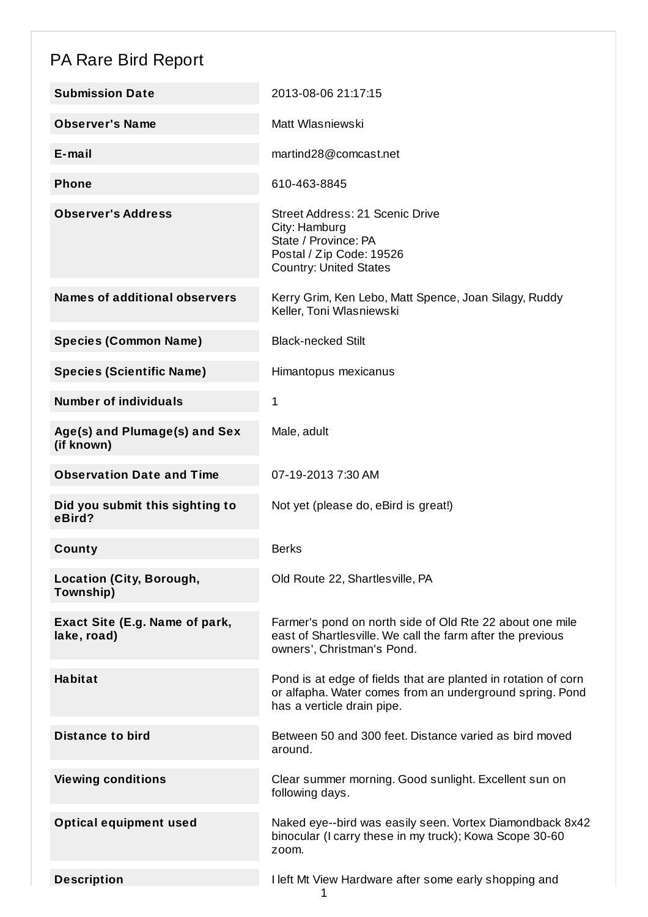# PA Rare Bird Report

| | |
|---|---|
| **Submission Date** | 2013-08-06 21:17:15 |
| **Observer's Name** | Matt Wlasniewski |
| **E-mail** | martind28@comcast.net |
| **Phone** | 610-463-8845 |
| **Observer's Address** | Street Address: 21 Scenic Drive<br>City: Hamburg<br>State / Province: PA<br>Postal / Zip Code: 19526<br>Country: United States |
| **Names of additional observers** | Kerry Grim, Ken Lebo, Matt Spence, Joan Silagy, Ruddy Keller, Toni Wlasniewski |
| **Species (Common Name)** | Black-necked Stilt |
| **Species (Scientific Name)** | Himantopus mexicanus |
| **Number of individuals** | 1 |
| **Age(s) and Plumage(s) and Sex (if known)** | Male, adult |
| **Observation Date and Time** | 07-19-2013 7:30 AM |
| **Did you submit this sighting to eBird?** | Not yet (please do, eBird is great!) |
| **County** | Berks |
| **Location (City, Borough, Township)** | Old Route 22, Shartlesville, PA |
| **Exact Site (E.g. Name of park, lake, road)** | Farmer's pond on north side of Old Rte 22 about one mile east of Shartlesville. We call the farm after the previous owners', Christman's Pond. |
| **Habitat** | Pond is at edge of fields that are planted in rotation of corn or alfapha. Water comes from an underground spring. Pond has a verticle drain pipe. |
| **Distance to bird** | Between 50 and 300 feet. Distance varied as bird moved around. |
| **Viewing conditions** | Clear summer morning. Good sunlight. Excellent sun on following days. |
| **Optical equipment used** | Naked eye--bird was easily seen. Vortex Diamondback 8x42 binocular (I carry these in my truck); Kowa Scope 30-60 zoom. |
| **Description** | I left Mt View Hardware after some early shopping and |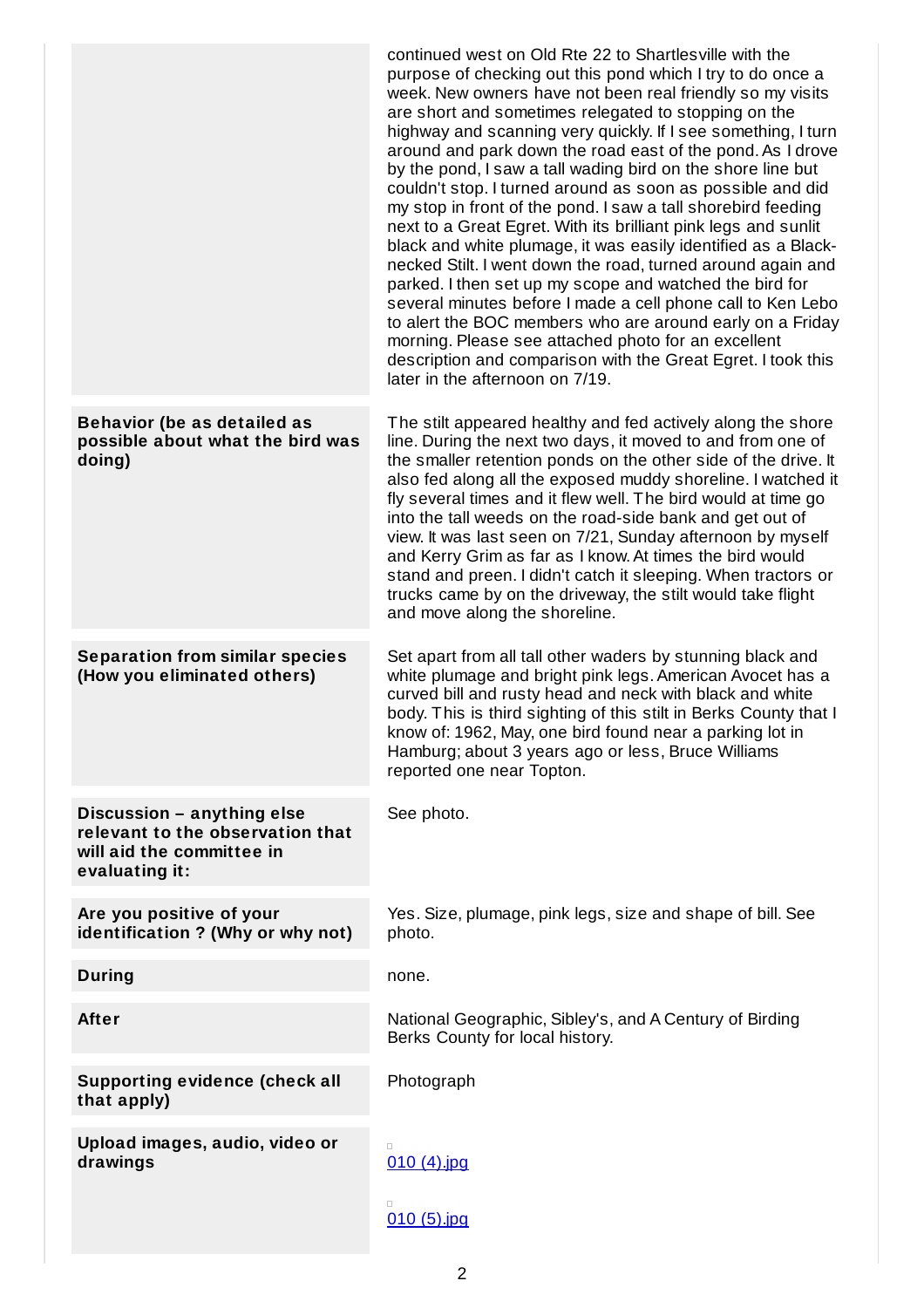| | |
|---|---|
| | continued west on Old Rte 22 to Shartlesville with the purpose of checking out this pond which I try to do once a week. New owners have not been real friendly so my visits are short and sometimes relegated to stopping on the highway and scanning very quickly. If I see something, I turn around and park down the road east of the pond. As I drove by the pond, I saw a tall wading bird on the shore line but couldn't stop. I turned around as soon as possible and did my stop in front of the pond. I saw a tall shorebird feeding next to a Great Egret. With its brilliant pink legs and sunlit black and white plumage, it was easily identified as a Black-necked Stilt. I went down the road, turned around again and parked. I then set up my scope and watched the bird for several minutes before I made a cell phone call to Ken Lebo to alert the BOC members who are around early on a Friday morning. Please see attached photo for an excellent description and comparison with the Great Egret. I took this later in the afternoon on 7/19. |
| **Behavior (be as detailed as possible about what the bird was doing)** | The stilt appeared healthy and fed actively along the shore line. During the next two days, it moved to and from one of the smaller retention ponds on the other side of the drive. It also fed along all the exposed muddy shoreline. I watched it fly several times and it flew well. The bird would at time go into the tall weeds on the road-side bank and get out of view. It was last seen on 7/21, Sunday afternoon by myself and Kerry Grim as far as I know. At times the bird would stand and preen. I didn't catch it sleeping. When tractors or trucks came by on the driveway, the stilt would take flight and move along the shoreline. |
| **Separation from similar species (How you eliminated others)** | Set apart from all tall other waders by stunning black and white plumage and bright pink legs. American Avocet has a curved bill and rusty head and neck with black and white body. This is third sighting of this stilt in Berks County that I know of: 1962, May, one bird found near a parking lot in Hamburg; about 3 years ago or less, Bruce Williams reported one near Topton. |
| **Discussion – anything else relevant to the observation that will aid the committee in evaluating it:** | See photo. |
| **Are you positive of your identification ? (Why or why not)** | Yes. Size, plumage, pink legs, size and shape of bill. See photo. |
| **During** | none. |
| **After** | National Geographic, Sibley's, and A Century of Birding Berks County for local history. |
| **Supporting evidence (check all that apply)** | Photograph |
| **Upload images, audio, video or drawings** | 010 (4).jpg<br>010 (5).jpg |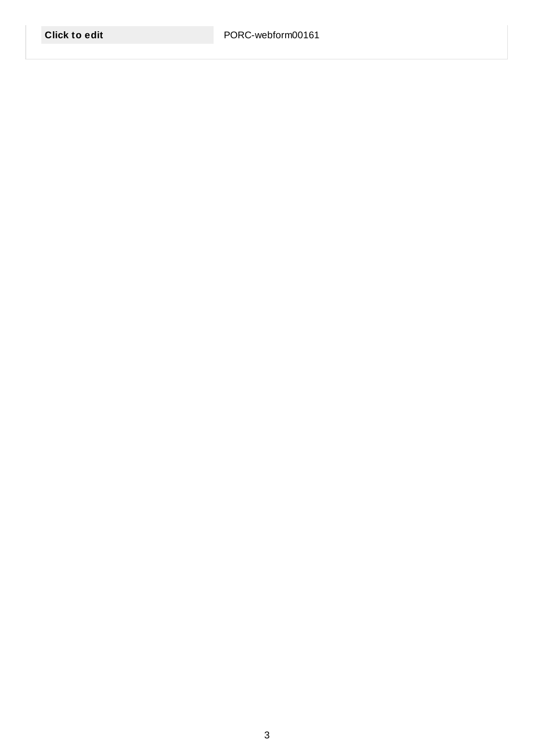| | |
|---|---|
| **Click to edit** | PORC-webform00161 |